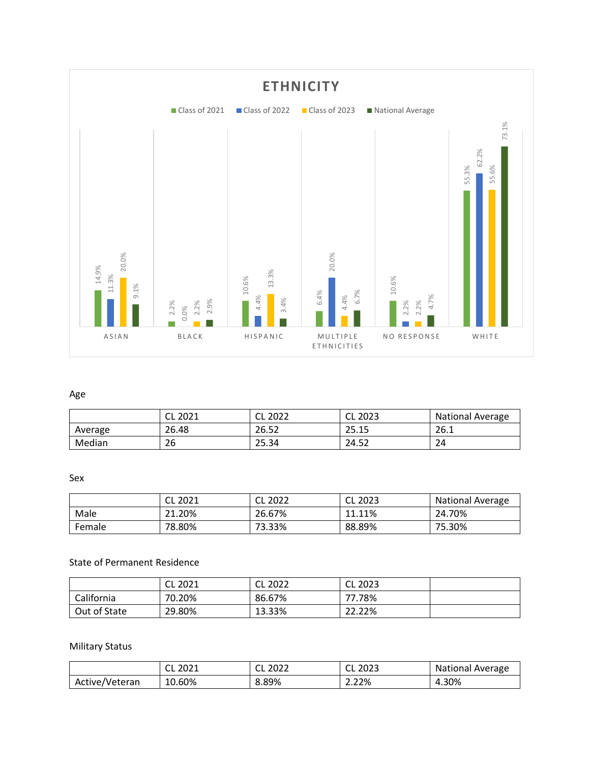# ETHNICITY

| | Class of 2021 | Class of 2022 | Class of 2023 | National Average |
|---|---|---|---|---|
| ASIAN | 14.9% | 11.3% | 20.0% | 9.1% |
| BLACK | 2.2% | 0.0% | 2.2% | 2.9% |
| HISPANIC | 10.6% | 4.4% | 13.3% | 3.4% |
| MULTIPLE ETHNICITIES | 6.4% | 20.0% | 4.4% | 6.7% |
| NO RESPONSE | 10.6% | 2.2% | 2.2% | 4.7% |
| WHITE | 55.3% | 62.2% | 55.6% | 73.1% |

Age

| | CL 2021 | CL 2022 | CL 2023 | National Average |
|---|---|---|---|---|
| Average | 26.48 | 26.52 | 25.15 | 26.1 |
| Median | 26 | 25.34 | 24.52 | 24 |

Sex

| | CL 2021 | CL 2022 | CL 2023 | National Average |
|---|---|---|---|---|
| Male | 21.20% | 26.67% | 11.11% | 24.70% |
| Female | 78.80% | 73.33% | 88.89% | 75.30% |

State of Permanent Residence

| | CL 2021 | CL 2022 | CL 2023 | |
|---|---|---|---|---|
| California | 70.20% | 86.67% | 77.78% | |
| Out of State | 29.80% | 13.33% | 22.22% | |

Military Status

| | CL 2021 | CL 2022 | CL 2023 | National Average |
|---|---|---|---|---|
| Active/Veteran | 10.60% | 8.89% | 2.22% | 4.30% |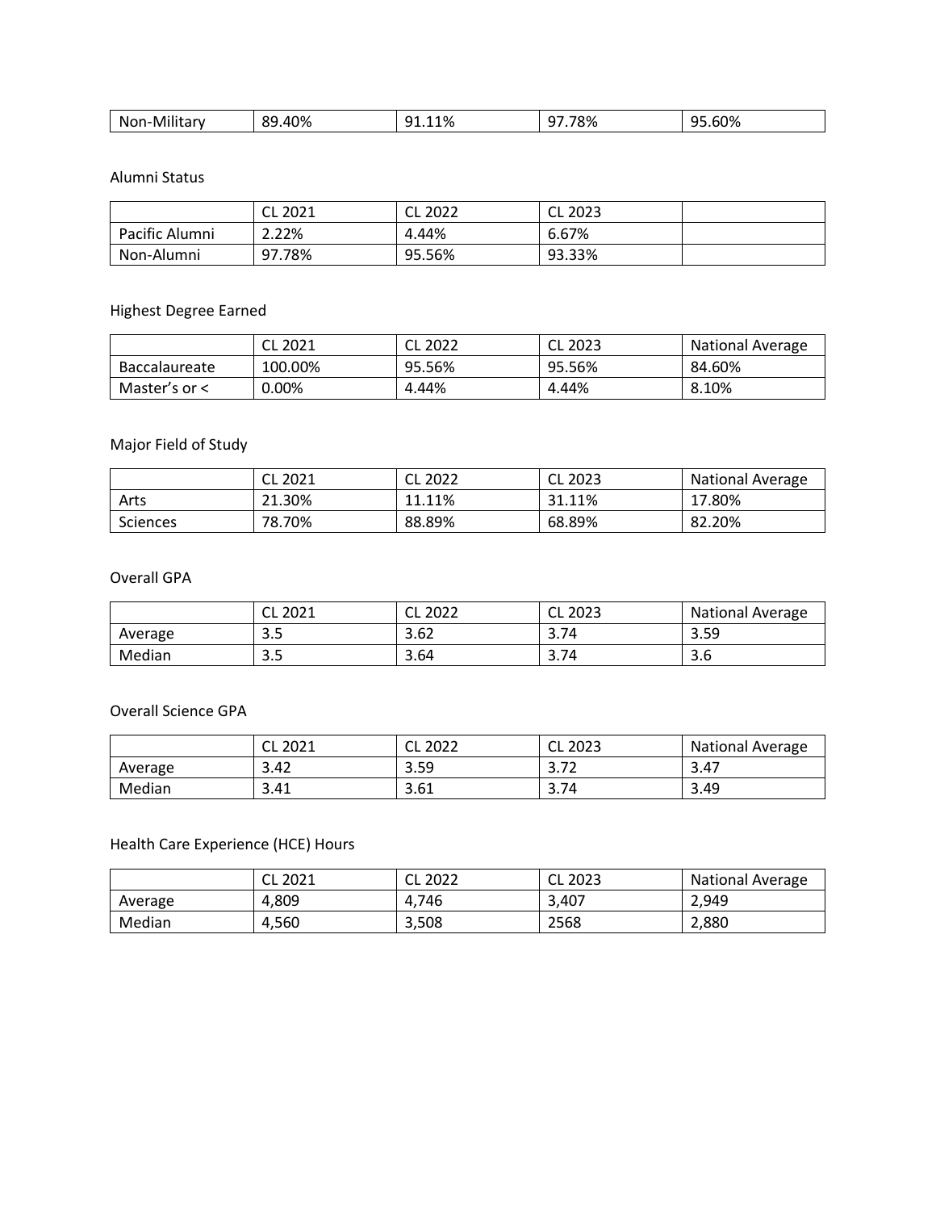| | | | | |
|---|---|---|---|---|
| Non-Military | 89.40% | 91.11% | 97.78% | 95.60% |

Alumni Status

| | CL 2021 | CL 2022 | CL 2023 | |
|---|---|---|---|---|
| Pacific Alumni | 2.22% | 4.44% | 6.67% | |
| Non-Alumni | 97.78% | 95.56% | 93.33% | |

Highest Degree Earned

| | CL 2021 | CL 2022 | CL 2023 | National Average |
|---|---|---|---|---|
| Baccalaureate | 100.00% | 95.56% | 95.56% | 84.60% |
| Master's or < | 0.00% | 4.44% | 4.44% | 8.10% |

Major Field of Study

| | CL 2021 | CL 2022 | CL 2023 | National Average |
|---|---|---|---|---|
| Arts | 21.30% | 11.11% | 31.11% | 17.80% |
| Sciences | 78.70% | 88.89% | 68.89% | 82.20% |

Overall GPA

| | CL 2021 | CL 2022 | CL 2023 | National Average |
|---|---|---|---|---|
| Average | 3.5 | 3.62 | 3.74 | 3.59 |
| Median | 3.5 | 3.64 | 3.74 | 3.6 |

Overall Science GPA

| | CL 2021 | CL 2022 | CL 2023 | National Average |
|---|---|---|---|---|
| Average | 3.42 | 3.59 | 3.72 | 3.47 |
| Median | 3.41 | 3.61 | 3.74 | 3.49 |

Health Care Experience (HCE) Hours

| | CL 2021 | CL 2022 | CL 2023 | National Average |
|---|---|---|---|---|
| Average | 4,809 | 4,746 | 3,407 | 2,949 |
| Median | 4,560 | 3,508 | 2568 | 2,880 |